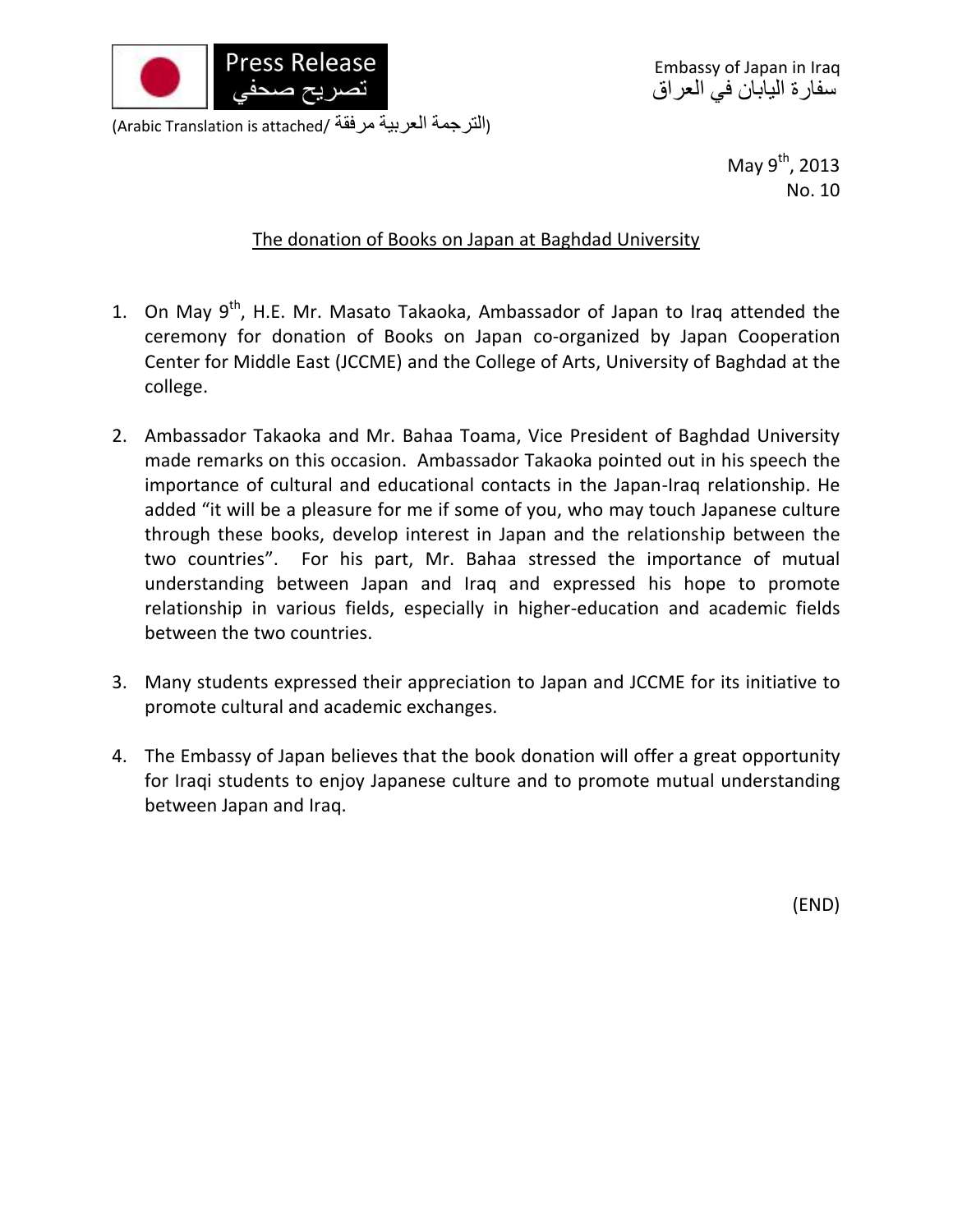Press Release
تصريح صحفي

Embassy of Japan in Iraq
سفارة اليابان في العراق

(Arabic Translation is attached/ الترجمة العربية مرفقة)

May 9th, 2013
No. 10

## The donation of Books on Japan at Baghdad University

1. On May 9th, H.E. Mr. Masato Takaoka, Ambassador of Japan to Iraq attended the ceremony for donation of Books on Japan co-organized by Japan Cooperation Center for Middle East (JCCME) and the College of Arts, University of Baghdad at the college.

2. Ambassador Takaoka and Mr. Bahaa Toama, Vice President of Baghdad University made remarks on this occasion. Ambassador Takaoka pointed out in his speech the importance of cultural and educational contacts in the Japan-Iraq relationship. He added "it will be a pleasure for me if some of you, who may touch Japanese culture through these books, develop interest in Japan and the relationship between the two countries". For his part, Mr. Bahaa stressed the importance of mutual understanding between Japan and Iraq and expressed his hope to promote relationship in various fields, especially in higher-education and academic fields between the two countries.

3. Many students expressed their appreciation to Japan and JCCME for its initiative to promote cultural and academic exchanges.

4. The Embassy of Japan believes that the book donation will offer a great opportunity for Iraqi students to enjoy Japanese culture and to promote mutual understanding between Japan and Iraq.

(END)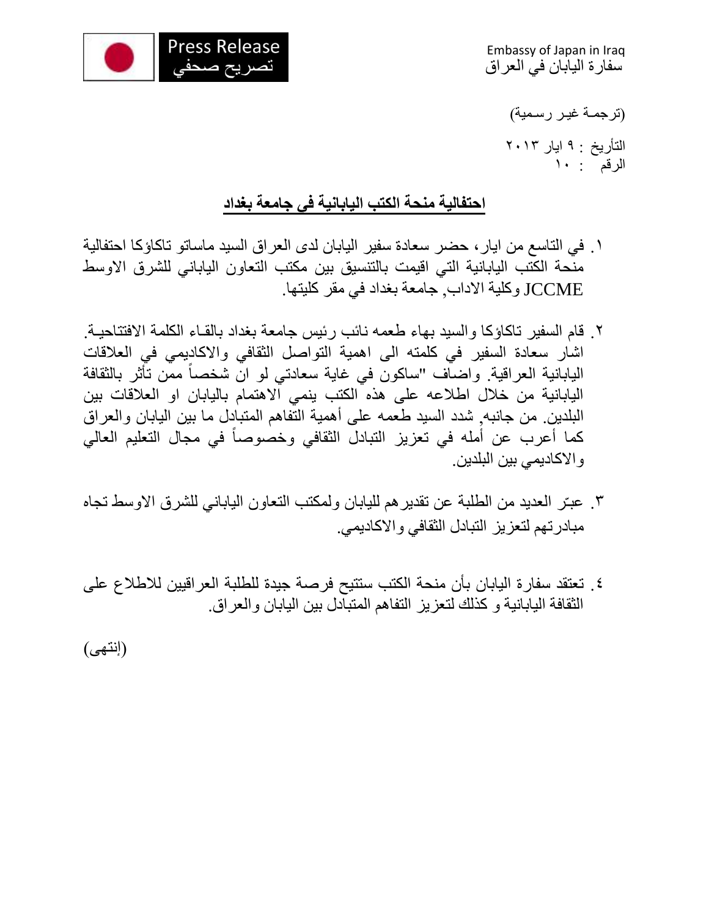Press Release
تصريح صحفي

Embassy of Japan in Iraq
سفارة اليابان في العراق

(ترجمة غير رسمية)

التأريخ : ٩ ايار ٢٠١٣
الرقم : ١٠

## احتفالية منحة الكتب اليابانية في جامعة بغداد

١. في التاسع من ايار، حضر سعادة سفير اليابان لدى العراق السيد ماساتو تاكاؤكا احتفالية منحة الكتب اليابانية التي اقيمت بالتنسيق بين مكتب التعاون الياباني للشرق الاوسط JCCME وكلية الاداب, جامعة بغداد في مقر كليتها.

٢. قام السفير تاكاؤكا والسيد بهاء طعمه نائب رئيس جامعة بغداد بالقاء الكلمة الافتتاحية. اشار سعادة السفير في كلمته الى اهمية التواصل الثقافي والاكاديمي في العلاقات اليابانية العراقية. واضاف "ساكون في غاية سعادتي لو ان شخصاً ممن تأثر بالثقافة اليابانية من خلال اطلاعه على هذه الكتب ينمي الاهتمام باليابان او العلاقات بين البلدين. من جانبه, شدد السيد طعمه على أهمية التفاهم المتبادل ما بين اليابان والعراق كما أعرب عن أمله في تعزيز التبادل الثقافي وخصوصاً في مجال التعليم العالي والاكاديمي بين البلدين.

٣. عبّر العديد من الطلبة عن تقديرهم لليابان ولمكتب التعاون الياباني للشرق الاوسط تجاه مبادرتهم لتعزيز التبادل الثقافي والاكاديمي.

٤. تعتقد سفارة اليابان بأن منحة الكتب ستتيح فرصة جيدة للطلبة العراقيين للاطلاع على الثقافة اليابانية و كذلك لتعزيز التفاهم المتبادل بين اليابان والعراق.

(إنتهى)